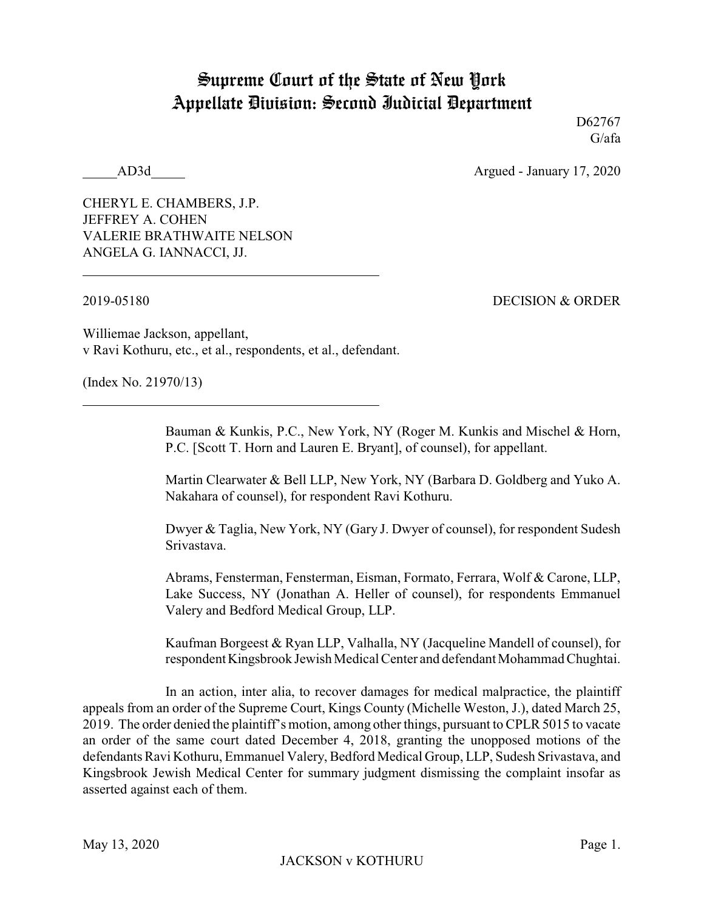# Supreme Court of the State of New York
# Appellate Division: Second Judicial Department

D62767
G/afa

_____AD3d_____ Argued - January 17, 2020

CHERYL E. CHAMBERS, J.P.
JEFFREY A. COHEN
VALERIE BRATHWAITE NELSON
ANGELA G. IANNACCI, JJ.

---

2019-05180 DECISION & ORDER

Williemae Jackson, appellant,
v Ravi Kothuru, etc., et al., respondents, et al., defendant.

(Index No. 21970/13)

---

Bauman & Kunkis, P.C., New York, NY (Roger M. Kunkis and Mischel & Horn, P.C. [Scott T. Horn and Lauren E. Bryant], of counsel), for appellant.

Martin Clearwater & Bell LLP, New York, NY (Barbara D. Goldberg and Yuko A. Nakahara of counsel), for respondent Ravi Kothuru.

Dwyer & Taglia, New York, NY (Gary J. Dwyer of counsel), for respondent Sudesh Srivastava.

Abrams, Fensterman, Fensterman, Eisman, Formato, Ferrara, Wolf & Carone, LLP, Lake Success, NY (Jonathan A. Heller of counsel), for respondents Emmanuel Valery and Bedford Medical Group, LLP.

Kaufman Borgeest & Ryan LLP, Valhalla, NY (Jacqueline Mandell of counsel), for respondent Kingsbrook Jewish Medical Center and defendant Mohammad Chughtai.

In an action, inter alia, to recover damages for medical malpractice, the plaintiff appeals from an order of the Supreme Court, Kings County (Michelle Weston, J.), dated March 25, 2019. The order denied the plaintiff's motion, among other things, pursuant to CPLR 5015 to vacate an order of the same court dated December 4, 2018, granting the unopposed motions of the defendants Ravi Kothuru, Emmanuel Valery, Bedford Medical Group, LLP, Sudesh Srivastava, and Kingsbrook Jewish Medical Center for summary judgment dismissing the complaint insofar as asserted against each of them.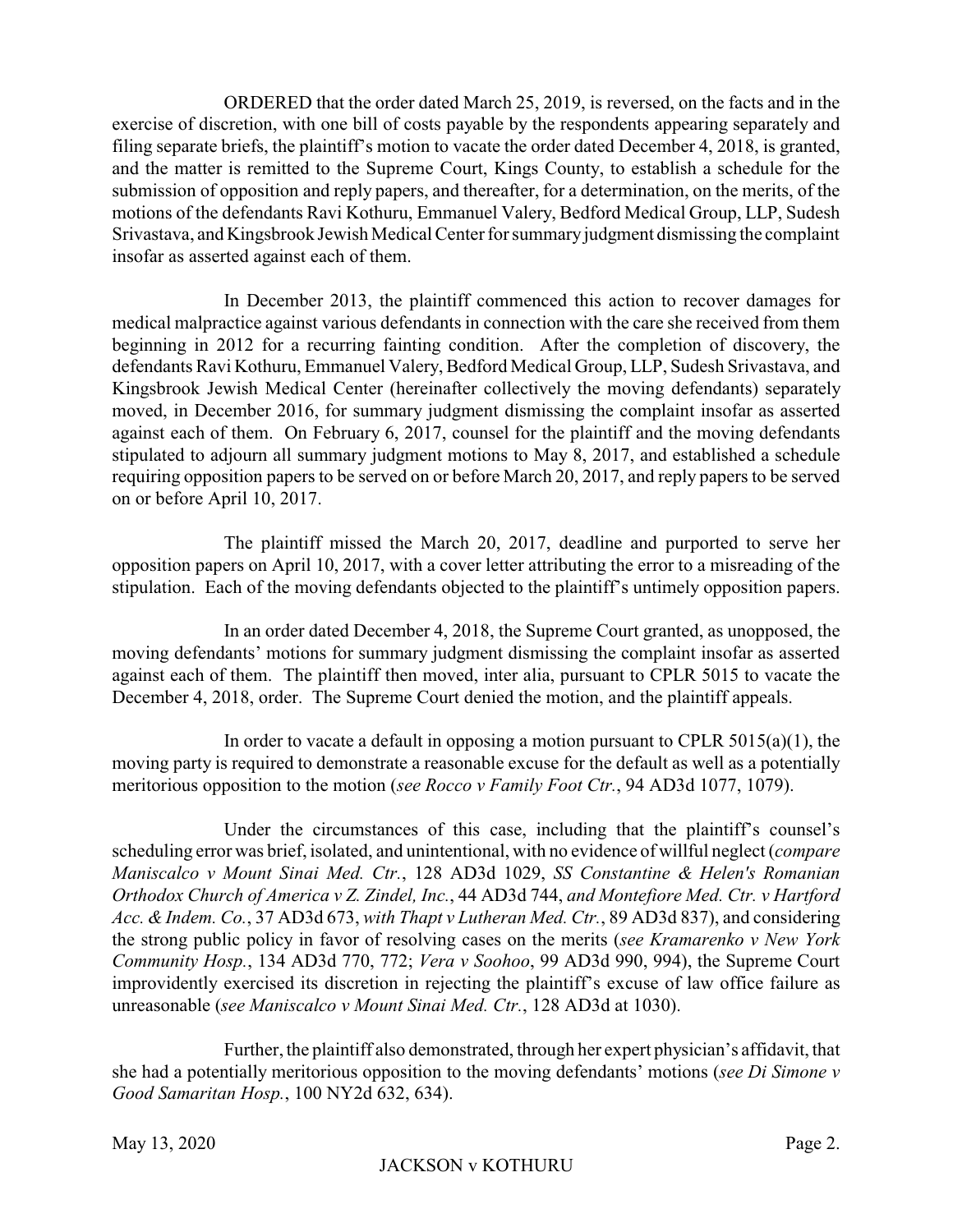ORDERED that the order dated March 25, 2019, is reversed, on the facts and in the exercise of discretion, with one bill of costs payable by the respondents appearing separately and filing separate briefs, the plaintiff's motion to vacate the order dated December 4, 2018, is granted, and the matter is remitted to the Supreme Court, Kings County, to establish a schedule for the submission of opposition and reply papers, and thereafter, for a determination, on the merits, of the motions of the defendants Ravi Kothuru, Emmanuel Valery, Bedford Medical Group, LLP, Sudesh Srivastava, and Kingsbrook Jewish Medical Center for summary judgment dismissing the complaint insofar as asserted against each of them.

In December 2013, the plaintiff commenced this action to recover damages for medical malpractice against various defendants in connection with the care she received from them beginning in 2012 for a recurring fainting condition. After the completion of discovery, the defendants Ravi Kothuru, Emmanuel Valery, Bedford Medical Group, LLP, Sudesh Srivastava, and Kingsbrook Jewish Medical Center (hereinafter collectively the moving defendants) separately moved, in December 2016, for summary judgment dismissing the complaint insofar as asserted against each of them. On February 6, 2017, counsel for the plaintiff and the moving defendants stipulated to adjourn all summary judgment motions to May 8, 2017, and established a schedule requiring opposition papers to be served on or before March 20, 2017, and reply papers to be served on or before April 10, 2017.

The plaintiff missed the March 20, 2017, deadline and purported to serve her opposition papers on April 10, 2017, with a cover letter attributing the error to a misreading of the stipulation. Each of the moving defendants objected to the plaintiff's untimely opposition papers.

In an order dated December 4, 2018, the Supreme Court granted, as unopposed, the moving defendants' motions for summary judgment dismissing the complaint insofar as asserted against each of them. The plaintiff then moved, inter alia, pursuant to CPLR 5015 to vacate the December 4, 2018, order. The Supreme Court denied the motion, and the plaintiff appeals.

In order to vacate a default in opposing a motion pursuant to CPLR 5015(a)(1), the moving party is required to demonstrate a reasonable excuse for the default as well as a potentially meritorious opposition to the motion (*see Rocco v Family Foot Ctr.*, 94 AD3d 1077, 1079).

Under the circumstances of this case, including that the plaintiff's counsel's scheduling error was brief, isolated, and unintentional, with no evidence of willful neglect (*compare Maniscalco v Mount Sinai Med. Ctr.*, 128 AD3d 1029, *SS Constantine & Helen's Romanian Orthodox Church of America v Z. Zindel, Inc.*, 44 AD3d 744, *and Montefiore Med. Ctr. v Hartford Acc. & Indem. Co.*, 37 AD3d 673, *with Thapt v Lutheran Med. Ctr.*, 89 AD3d 837), and considering the strong public policy in favor of resolving cases on the merits (*see Kramarenko v New York Community Hosp.*, 134 AD3d 770, 772; *Vera v Soohoo*, 99 AD3d 990, 994), the Supreme Court improvidently exercised its discretion in rejecting the plaintiff's excuse of law office failure as unreasonable (*see Maniscalco v Mount Sinai Med. Ctr.*, 128 AD3d at 1030).

Further, the plaintiff also demonstrated, through her expert physician's affidavit, that she had a potentially meritorious opposition to the moving defendants' motions (*see Di Simone v Good Samaritan Hosp.*, 100 NY2d 632, 634).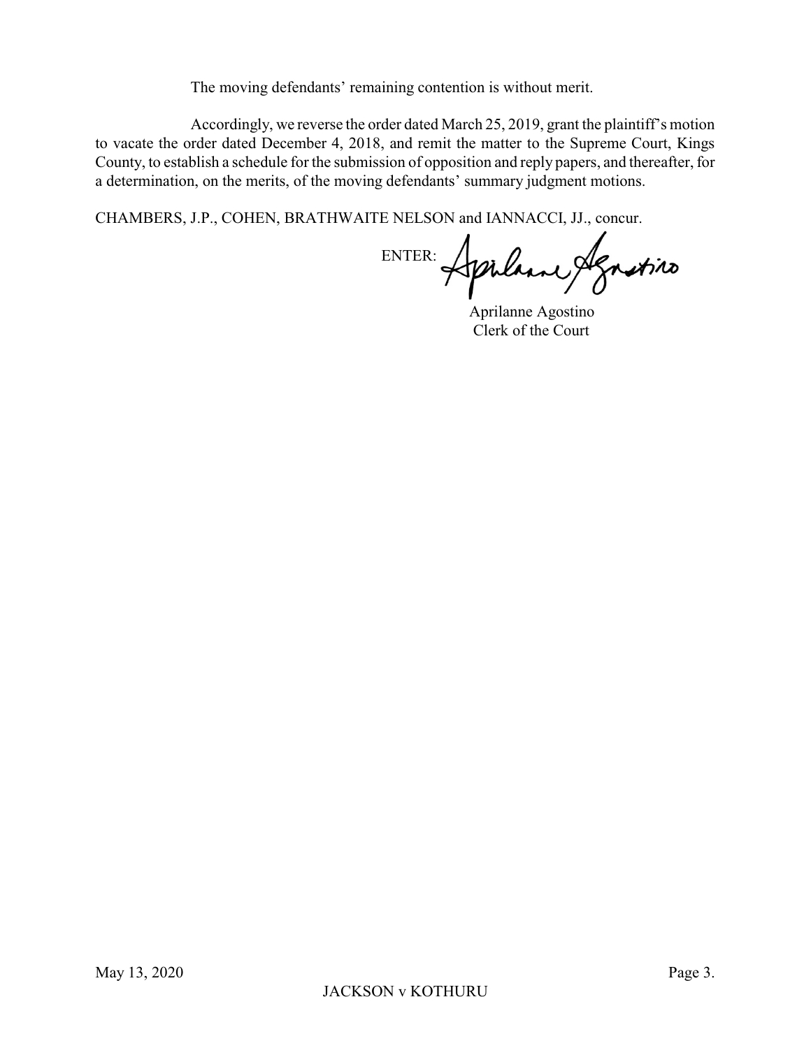The moving defendants' remaining contention is without merit.

Accordingly, we reverse the order dated March 25, 2019, grant the plaintiff's motion to vacate the order dated December 4, 2018, and remit the matter to the Supreme Court, Kings County, to establish a schedule for the submission of opposition and reply papers, and thereafter, for a determination, on the merits, of the moving defendants' summary judgment motions.

CHAMBERS, J.P., COHEN, BRATHWAITE NELSON and IANNACCI, JJ., concur.

ENTER:

Aprilanne Agostino
Clerk of the Court